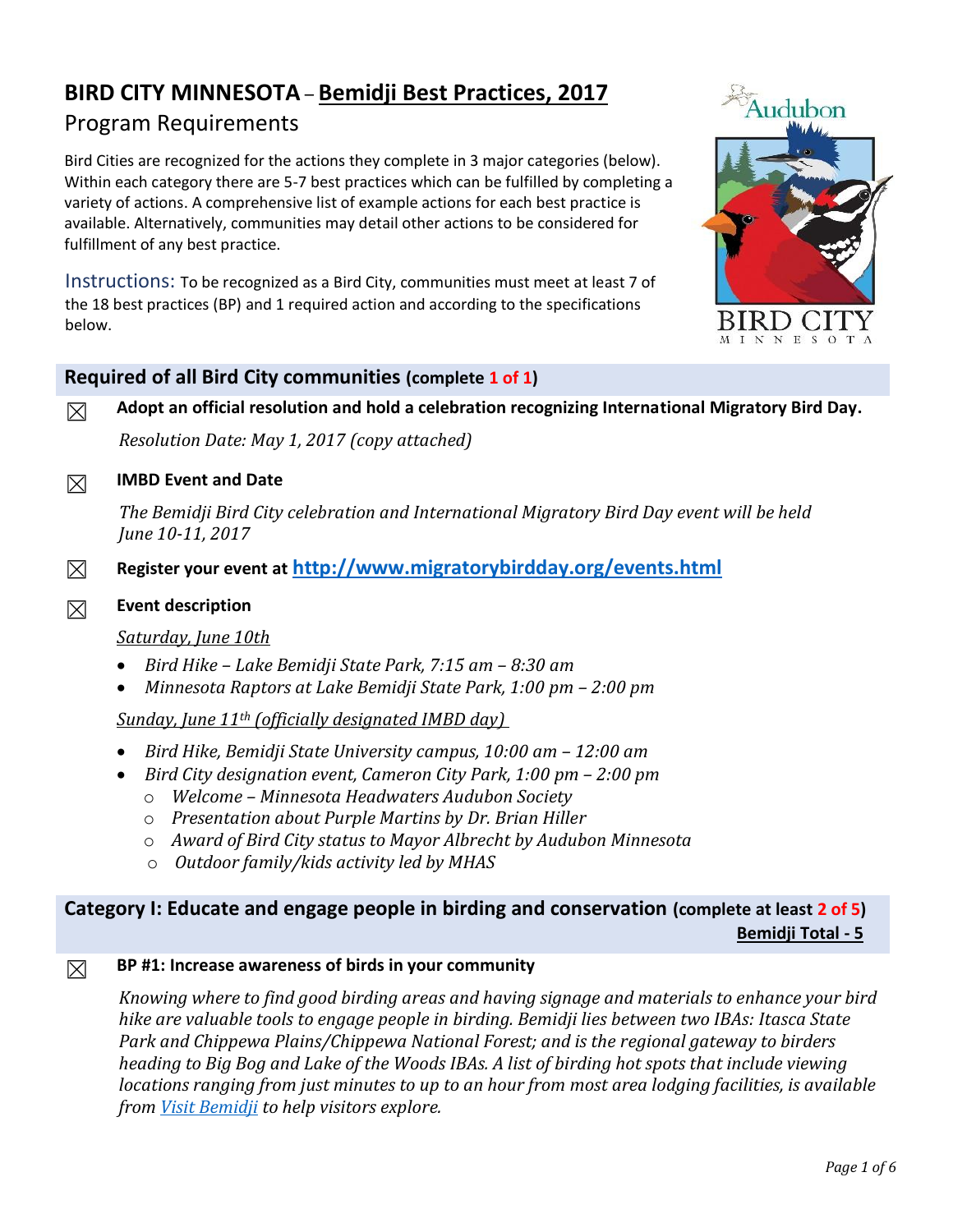# BIRD CITY MINNESOTA – Bemidji Best Practices, 2017

## Program Requirements

Bird Cities are recognized for the actions they complete in 3 major categories (below). Within each category there are 5-7 best practices which can be fulfilled by completing a variety of actions. A comprehensive list of example actions for each best practice is available. Alternatively, communities may detail other actions to be considered for fulfillment of any best practice.

Instructions: To be recognized as a Bird City, communities must meet at least 7 of the 18 best practices (BP) and 1 required action and according to the specifications below.

## Required of all Bird City communities (complete 1 of 1)

☒ **Adopt an official resolution and hold a celebration recognizing International Migratory Bird Day.**

*Resolution Date: May 1, 2017 (copy attached)*

☒ **IMBD Event and Date**

*The Bemidji Bird City celebration and International Migratory Bird Day event will be held June 10-11, 2017*

☒ **Register your event at http://www.migratorybirdday.org/events.html**

☒ **Event description**

*Saturday, June 10th*

- *Bird Hike – Lake Bemidji State Park, 7:15 am – 8:30 am*
- *Minnesota Raptors at Lake Bemidji State Park, 1:00 pm – 2:00 pm*

*Sunday, June 11th (officially designated IMBD day)*

- *Bird Hike, Bemidji State University campus, 10:00 am – 12:00 am*
- *Bird City designation event, Cameron City Park, 1:00 pm – 2:00 pm*
  - *Welcome – Minnesota Headwaters Audubon Society*
  - *Presentation about Purple Martins by Dr. Brian Hiller*
  - *Award of Bird City status to Mayor Albrecht by Audubon Minnesota*
  - *Outdoor family/kids activity led by MHAS*

## Category I: Educate and engage people in birding and conservation (complete at least 2 of 5)

**Bemidji Total - 5**

☒ **BP #1: Increase awareness of birds in your community**

*Knowing where to find good birding areas and having signage and materials to enhance your bird hike are valuable tools to engage people in birding. Bemidji lies between two IBAs: Itasca State Park and Chippewa Plains/Chippewa National Forest; and is the regional gateway to birders heading to Big Bog and Lake of the Woods IBAs. A list of birding hot spots that include viewing locations ranging from just minutes to up to an hour from most area lodging facilities, is available from Visit Bemidji to help visitors explore.*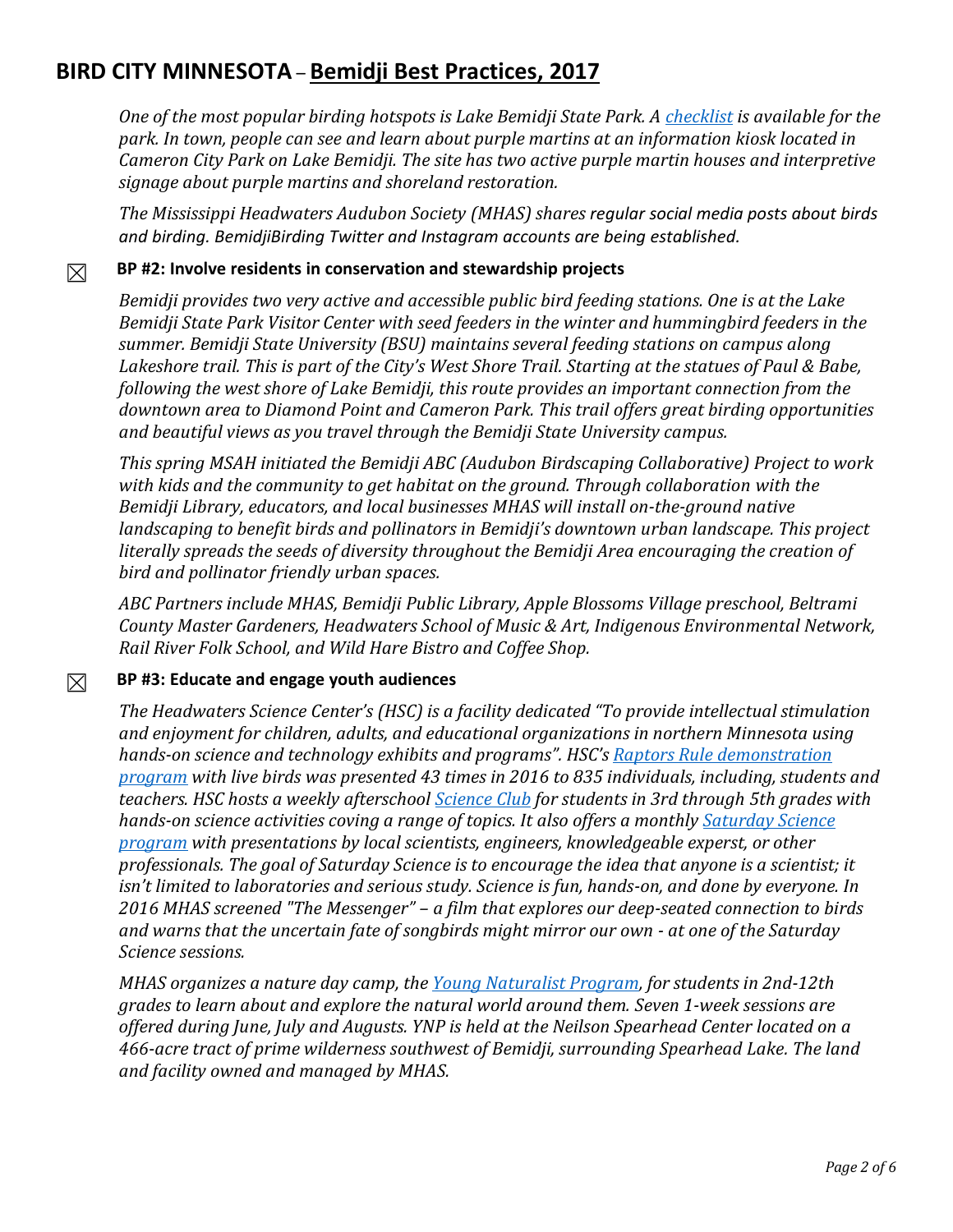*One of the most popular birding hotspots is Lake Bemidji State Park. A checklist is available for the park. In town, people can see and learn about purple martins at an information kiosk located in Cameron City Park on Lake Bemidji. The site has two active purple martin houses and interpretive signage about purple martins and shoreland restoration.*

*The Mississippi Headwaters Audubon Society (MHAS) shares regular social media posts about birds and birding. BemidjiBirding Twitter and Instagram accounts are being established.*

☒ **BP #2: Involve residents in conservation and stewardship projects**

*Bemidji provides two very active and accessible public bird feeding stations. One is at the Lake Bemidji State Park Visitor Center with seed feeders in the winter and hummingbird feeders in the summer. Bemidji State University (BSU) maintains several feeding stations on campus along Lakeshore trail. This is part of the City's West Shore Trail. Starting at the statues of Paul & Babe, following the west shore of Lake Bemidji, this route provides an important connection from the downtown area to Diamond Point and Cameron Park. This trail offers great birding opportunities and beautiful views as you travel through the Bemidji State University campus.*

*This spring MSAH initiated the Bemidji ABC (Audubon Birdscaping Collaborative) Project to work with kids and the community to get habitat on the ground. Through collaboration with the Bemidji Library, educators, and local businesses MHAS will install on-the-ground native landscaping to benefit birds and pollinators in Bemidji's downtown urban landscape. This project literally spreads the seeds of diversity throughout the Bemidji Area encouraging the creation of bird and pollinator friendly urban spaces.*

*ABC Partners include MHAS, Bemidji Public Library, Apple Blossoms Village preschool, Beltrami County Master Gardeners, Headwaters School of Music & Art, Indigenous Environmental Network, Rail River Folk School, and Wild Hare Bistro and Coffee Shop.*

☒ **BP #3: Educate and engage youth audiences**

*The Headwaters Science Center's (HSC) is a facility dedicated "To provide intellectual stimulation and enjoyment for children, adults, and educational organizations in northern Minnesota using hands-on science and technology exhibits and programs". HSC's Raptors Rule demonstration program with live birds was presented 43 times in 2016 to 835 individuals, including, students and teachers. HSC hosts a weekly afterschool Science Club for students in 3rd through 5th grades with hands-on science activities coving a range of topics. It also offers a monthly Saturday Science program with presentations by local scientists, engineers, knowledgeable experst, or other professionals. The goal of Saturday Science is to encourage the idea that anyone is a scientist; it isn't limited to laboratories and serious study. Science is fun, hands-on, and done by everyone. In 2016 MHAS screened "The Messenger" – a film that explores our deep-seated connection to birds and warns that the uncertain fate of songbirds might mirror our own - at one of the Saturday Science sessions.*

*MHAS organizes a nature day camp, the Young Naturalist Program, for students in 2nd-12th grades to learn about and explore the natural world around them. Seven 1-week sessions are offered during June, July and Augusts. YNP is held at the Neilson Spearhead Center located on a 466-acre tract of prime wilderness southwest of Bemidji, surrounding Spearhead Lake. The land and facility owned and managed by MHAS.*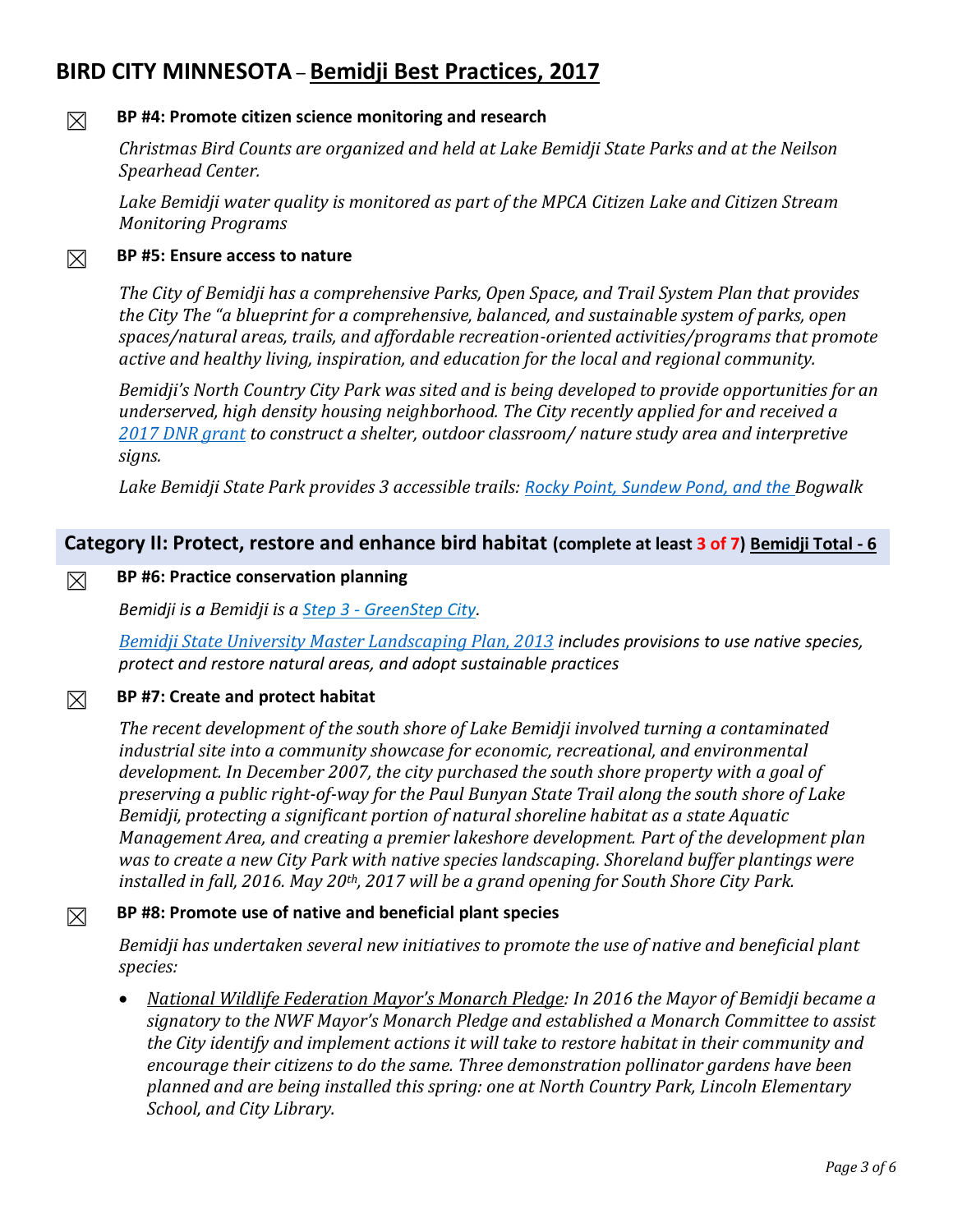# BIRD CITY MINNESOTA – Bemidji Best Practices, 2017

☒ **BP #4: Promote citizen science monitoring and research**

*Christmas Bird Counts are organized and held at Lake Bemidji State Parks and at the Neilson Spearhead Center.*

*Lake Bemidji water quality is monitored as part of the MPCA Citizen Lake and Citizen Stream Monitoring Programs*

☒ **BP #5: Ensure access to nature**

*The City of Bemidji has a comprehensive Parks, Open Space, and Trail System Plan that provides the City The "a blueprint for a comprehensive, balanced, and sustainable system of parks, open spaces/natural areas, trails, and affordable recreation-oriented activities/programs that promote active and healthy living, inspiration, and education for the local and regional community.*

*Bemidji's North Country City Park was sited and is being developed to provide opportunities for an underserved, high density housing neighborhood. The City recently applied for and received a 2017 DNR grant to construct a shelter, outdoor classroom/ nature study area and interpretive signs.*

*Lake Bemidji State Park provides 3 accessible trails: Rocky Point, Sundew Pond, and the Bogwalk*

## Category II: Protect, restore and enhance bird habitat (complete at least 3 of 7) Bemidji Total - 6

☒ **BP #6: Practice conservation planning**

*Bemidji is a Bemidji is a Step 3 - GreenStep City.*

*Bemidji State University Master Landscaping Plan, 2013 includes provisions to use native species, protect and restore natural areas, and adopt sustainable practices*

☒ **BP #7: Create and protect habitat**

*The recent development of the south shore of Lake Bemidji involved turning a contaminated industrial site into a community showcase for economic, recreational, and environmental development. In December 2007, the city purchased the south shore property with a goal of preserving a public right-of-way for the Paul Bunyan State Trail along the south shore of Lake Bemidji, protecting a significant portion of natural shoreline habitat as a state Aquatic Management Area, and creating a premier lakeshore development. Part of the development plan was to create a new City Park with native species landscaping. Shoreland buffer plantings were installed in fall, 2016. May 20th, 2017 will be a grand opening for South Shore City Park.*

☒ **BP #8: Promote use of native and beneficial plant species**

*Bemidji has undertaken several new initiatives to promote the use of native and beneficial plant species:*

- *National Wildlife Federation Mayor's Monarch Pledge: In 2016 the Mayor of Bemidji became a signatory to the NWF Mayor's Monarch Pledge and established a Monarch Committee to assist the City identify and implement actions it will take to restore habitat in their community and encourage their citizens to do the same. Three demonstration pollinator gardens have been planned and are being installed this spring: one at North Country Park, Lincoln Elementary School, and City Library.*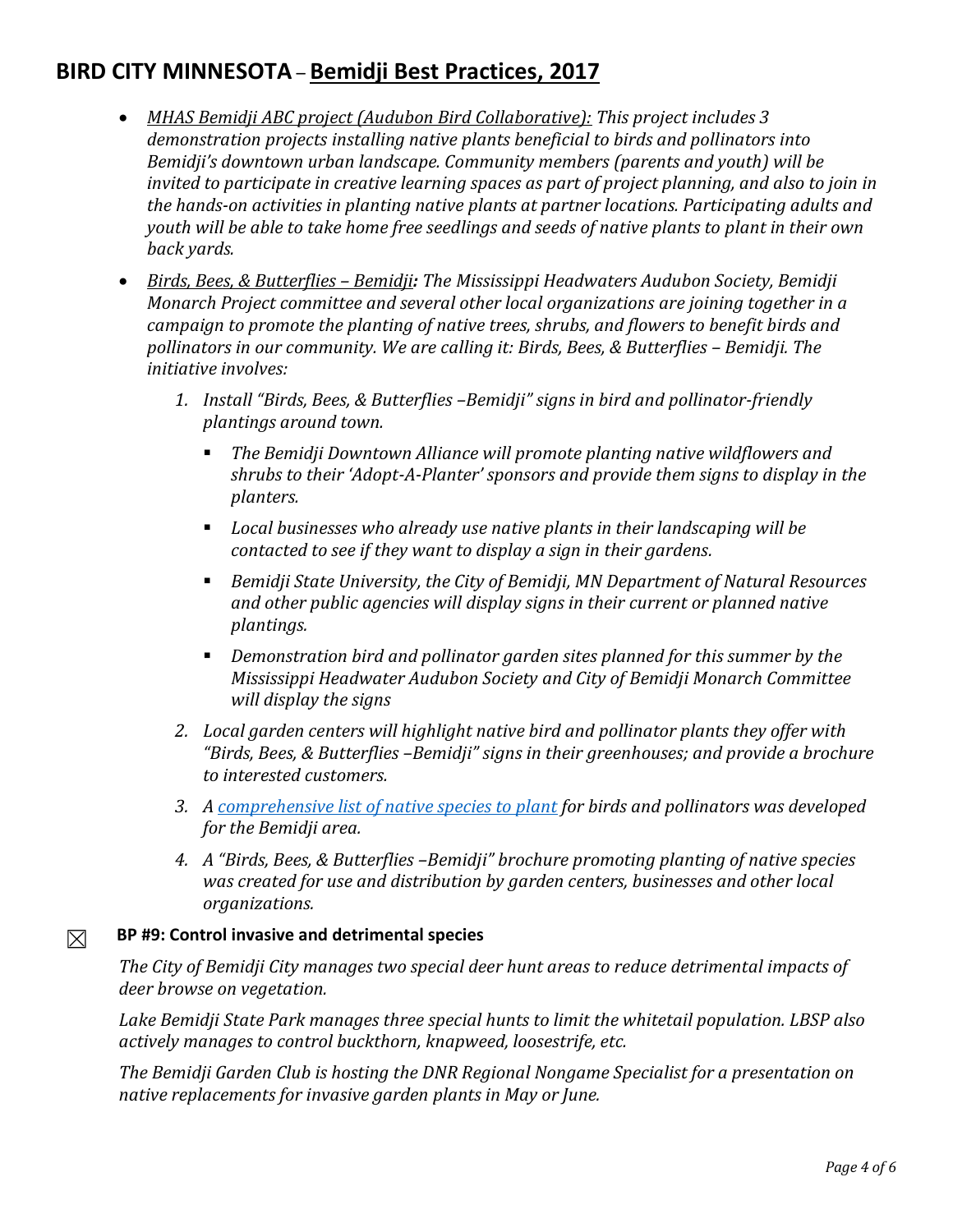# BIRD CITY MINNESOTA – Bemidji Best Practices, 2017

- *MHAS Bemidji ABC project (Audubon Bird Collaborative): This project includes 3 demonstration projects installing native plants beneficial to birds and pollinators into Bemidji's downtown urban landscape. Community members (parents and youth) will be invited to participate in creative learning spaces as part of project planning, and also to join in the hands-on activities in planting native plants at partner locations. Participating adults and youth will be able to take home free seedlings and seeds of native plants to plant in their own back yards.*
- *Birds, Bees, & Butterflies – Bemidji**:** The Mississippi Headwaters Audubon Society, Bemidji Monarch Project committee and several other local organizations are joining together in a campaign to promote the planting of native trees, shrubs, and flowers to benefit birds and pollinators in our community. We are calling it: Birds, Bees, & Butterflies – Bemidji. The initiative involves:*
    1. *Install "Birds, Bees, & Butterflies –Bemidji" signs in bird and pollinator-friendly plantings around town.*
        - *The Bemidji Downtown Alliance will promote planting native wildflowers and shrubs to their 'Adopt-A-Planter' sponsors and provide them signs to display in the planters.*
        - *Local businesses who already use native plants in their landscaping will be contacted to see if they want to display a sign in their gardens.*
        - *Bemidji State University, the City of Bemidji, MN Department of Natural Resources and other public agencies will display signs in their current or planned native plantings.*
        - *Demonstration bird and pollinator garden sites planned for this summer by the Mississippi Headwater Audubon Society and City of Bemidji Monarch Committee will display the signs*
    2. *Local garden centers will highlight native bird and pollinator plants they offer with "Birds, Bees, & Butterflies –Bemidji" signs in their greenhouses; and provide a brochure to interested customers.*
    3. *A comprehensive list of native species to plant for birds and pollinators was developed for the Bemidji area.*
    4. *A "Birds, Bees, & Butterflies –Bemidji" brochure promoting planting of native species was created for use and distribution by garden centers, businesses and other local organizations.*

☒ **BP #9: Control invasive and detrimental species**

*The City of Bemidji City manages two special deer hunt areas to reduce detrimental impacts of deer browse on vegetation.*

*Lake Bemidji State Park manages three special hunts to limit the whitetail population. LBSP also actively manages to control buckthorn, knapweed, loosestrife, etc.*

*The Bemidji Garden Club is hosting the DNR Regional Nongame Specialist for a presentation on native replacements for invasive garden plants in May or June.*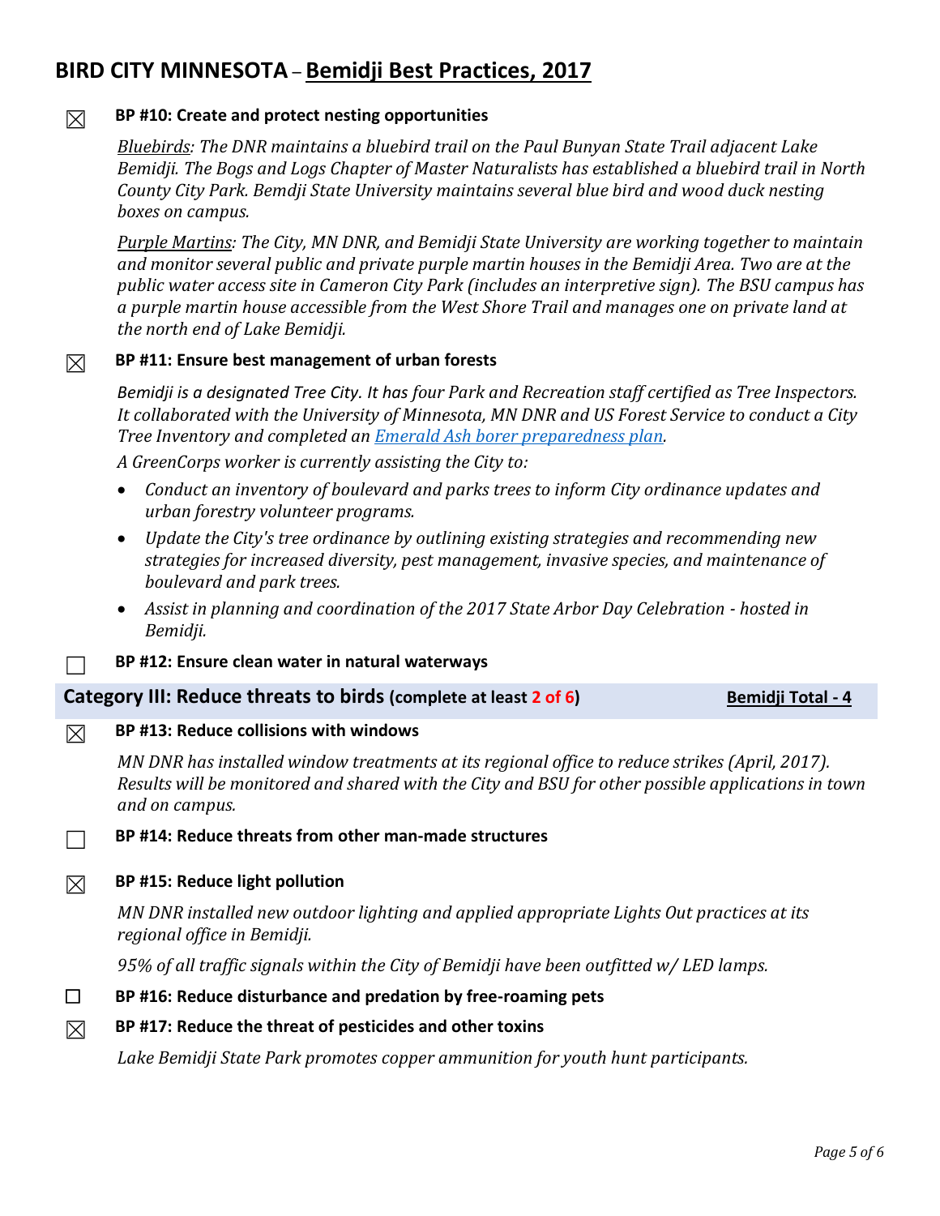# BIRD CITY MINNESOTA – Bemidji Best Practices, 2017

☒ **BP #10: Create and protect nesting opportunities**

*Bluebirds: The DNR maintains a bluebird trail on the Paul Bunyan State Trail adjacent Lake Bemidji. The Bogs and Logs Chapter of Master Naturalists has established a bluebird trail in North County City Park. Bemdji State University maintains several blue bird and wood duck nesting boxes on campus.*

*Purple Martins: The City, MN DNR, and Bemidji State University are working together to maintain and monitor several public and private purple martin houses in the Bemidji Area. Two are at the public water access site in Cameron City Park (includes an interpretive sign). The BSU campus has a purple martin house accessible from the West Shore Trail and manages one on private land at the north end of Lake Bemidji.*

☒ **BP #11: Ensure best management of urban forests**

*Bemidji is a designated Tree City. It has four Park and Recreation staff certified as Tree Inspectors. It collaborated with the University of Minnesota, MN DNR and US Forest Service to conduct a City Tree Inventory and completed an Emerald Ash borer preparedness plan.*

*A GreenCorps worker is currently assisting the City to:*

- *Conduct an inventory of boulevard and parks trees to inform City ordinance updates and urban forestry volunteer programs.*
- *Update the City's tree ordinance by outlining existing strategies and recommending new strategies for increased diversity, pest management, invasive species, and maintenance of boulevard and park trees.*
- *Assist in planning and coordination of the 2017 State Arbor Day Celebration - hosted in Bemidji.*

☐ **BP #12: Ensure clean water in natural waterways**

## Category III: Reduce threats to birds (complete at least 2 of 6) — Bemidji Total - 4

☒ **BP #13: Reduce collisions with windows**

*MN DNR has installed window treatments at its regional office to reduce strikes (April, 2017). Results will be monitored and shared with the City and BSU for other possible applications in town and on campus.*

☐ **BP #14: Reduce threats from other man-made structures**

☒ **BP #15: Reduce light pollution**

*MN DNR installed new outdoor lighting and applied appropriate Lights Out practices at its regional office in Bemidji.*

*95% of all traffic signals within the City of Bemidji have been outfitted w/ LED lamps.*

☐ **BP #16: Reduce disturbance and predation by free-roaming pets**

☒ **BP #17: Reduce the threat of pesticides and other toxins**

*Lake Bemidji State Park promotes copper ammunition for youth hunt participants.*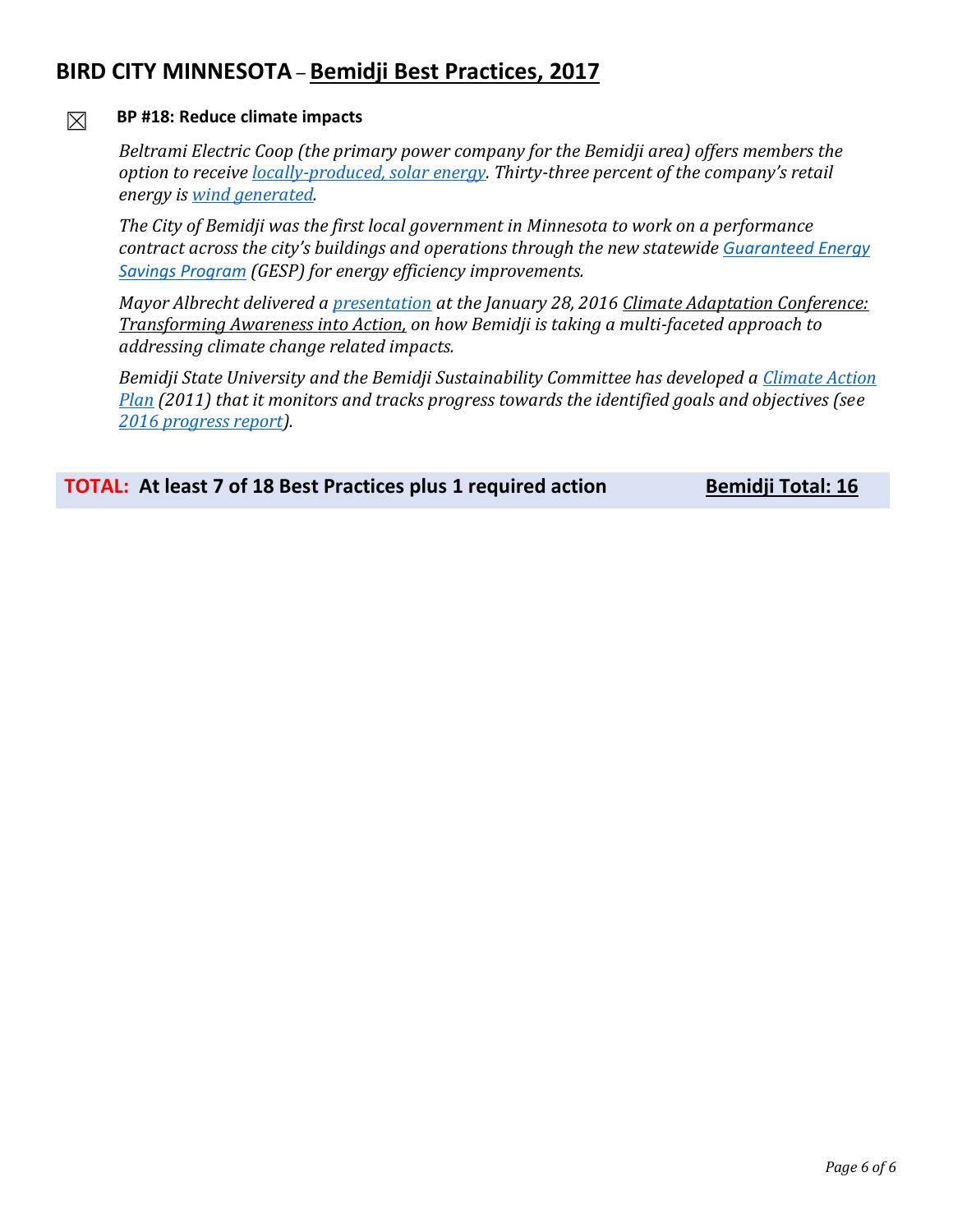## BIRD CITY MINNESOTA – Bemidji Best Practices, 2017

☒ **BP #18: Reduce climate impacts**

*Beltrami Electric Coop (the primary power company for the Bemidji area) offers members the option to receive locally-produced, solar energy. Thirty-three percent of the company's retail energy is wind generated.*

*The City of Bemidji was the first local government in Minnesota to work on a performance contract across the city's buildings and operations through the new statewide Guaranteed Energy Savings Program (GESP) for energy efficiency improvements.*

*Mayor Albrecht delivered a presentation at the January 28, 2016 Climate Adaptation Conference: Transforming Awareness into Action, on how Bemidji is taking a multi-faceted approach to addressing climate change related impacts.*

*Bemidji State University and the Bemidji Sustainability Committee has developed a Climate Action Plan (2011) that it monitors and tracks progress towards the identified goals and objectives (see 2016 progress report).*

**TOTAL: At least 7 of 18 Best Practices plus 1 required action** **Bemidji Total: 16**